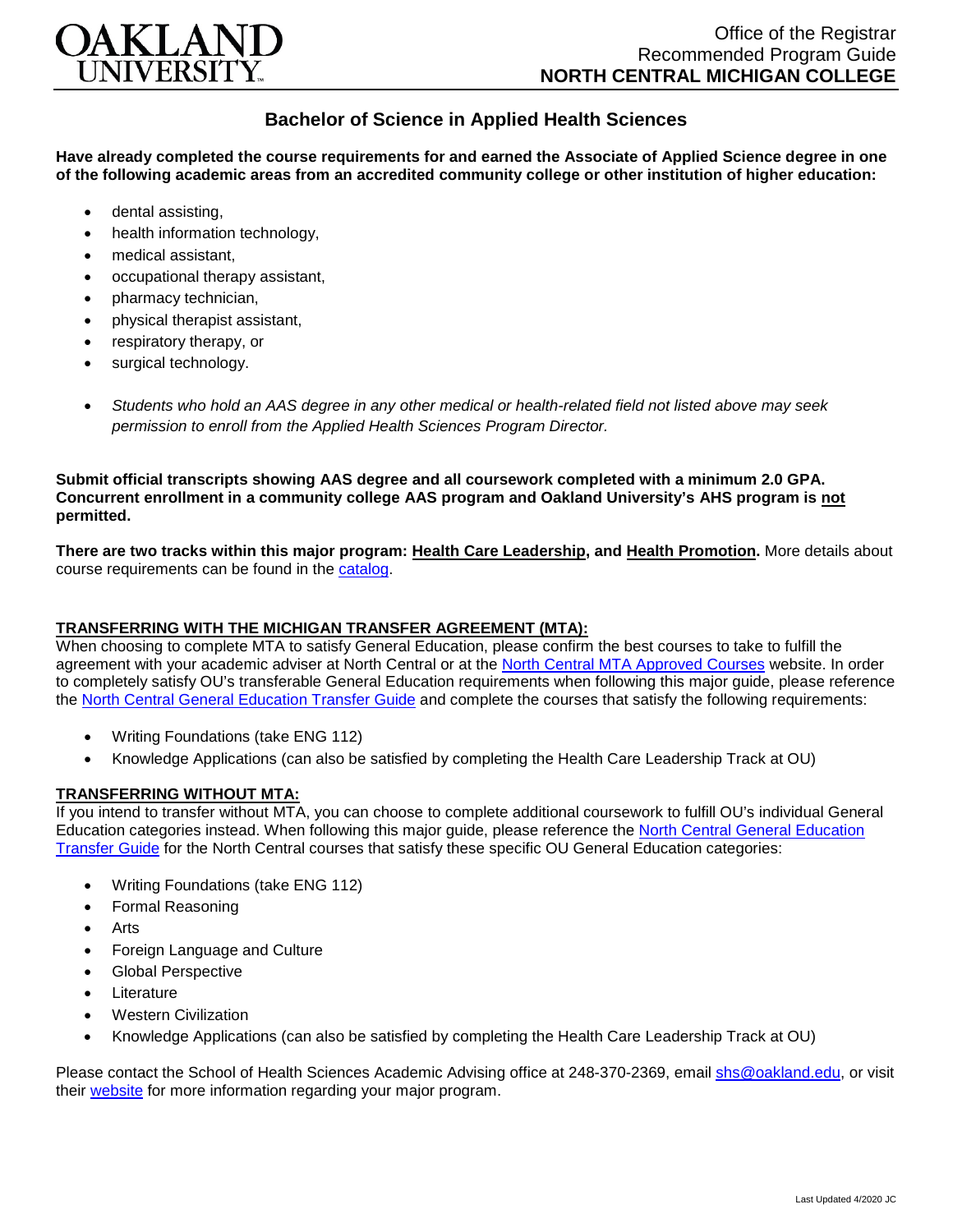# OAKLAND UNIVERSITY

Office of the Registrar
Recommended Program Guide
**NORTH CENTRAL MICHIGAN COLLEGE**

## Bachelor of Science in Applied Health Sciences

**Have already completed the course requirements for and earned the Associate of Applied Science degree in one of the following academic areas from an accredited community college or other institution of higher education:**

- dental assisting,
- health information technology,
- medical assistant,
- occupational therapy assistant,
- pharmacy technician,
- physical therapist assistant,
- respiratory therapy, or
- surgical technology.

- *Students who hold an AAS degree in any other medical or health-related field not listed above may seek permission to enroll from the Applied Health Sciences Program Director.*

**Submit official transcripts showing AAS degree and all coursework completed with a minimum 2.0 GPA. Concurrent enrollment in a community college AAS program and Oakland University's AHS program is not permitted.**

**There are two tracks within this major program: Health Care Leadership, and Health Promotion.** More details about course requirements can be found in the catalog.

### TRANSFERRING WITH THE MICHIGAN TRANSFER AGREEMENT (MTA):

When choosing to complete MTA to satisfy General Education, please confirm the best courses to take to fulfill the agreement with your academic adviser at North Central or at the North Central MTA Approved Courses website. In order to completely satisfy OU's transferable General Education requirements when following this major guide, please reference the North Central General Education Transfer Guide and complete the courses that satisfy the following requirements:

- Writing Foundations (take ENG 112)
- Knowledge Applications (can also be satisfied by completing the Health Care Leadership Track at OU)

### TRANSFERRING WITHOUT MTA:

If you intend to transfer without MTA, you can choose to complete additional coursework to fulfill OU's individual General Education categories instead. When following this major guide, please reference the North Central General Education Transfer Guide for the North Central courses that satisfy these specific OU General Education categories:

- Writing Foundations (take ENG 112)
- Formal Reasoning
- Arts
- Foreign Language and Culture
- Global Perspective
- Literature
- Western Civilization
- Knowledge Applications (can also be satisfied by completing the Health Care Leadership Track at OU)

Please contact the School of Health Sciences Academic Advising office at 248-370-2369, email shs@oakland.edu, or visit their website for more information regarding your major program.

Last Updated 4/2020 JC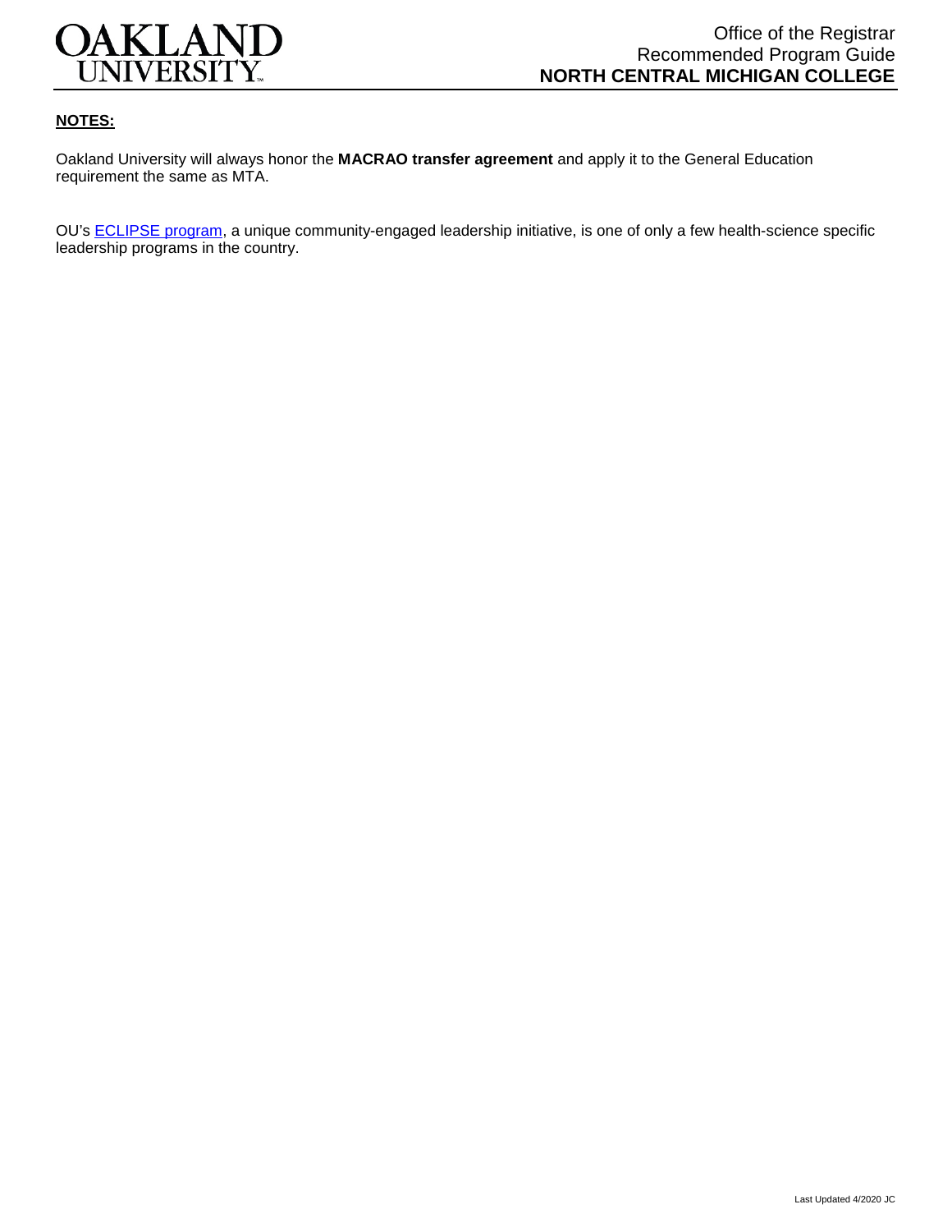**NOTES:**

Oakland University will always honor the **MACRAO transfer agreement** and apply it to the General Education requirement the same as MTA.

OU's ECLIPSE program, a unique community-engaged leadership initiative, is one of only a few health-science specific leadership programs in the country.